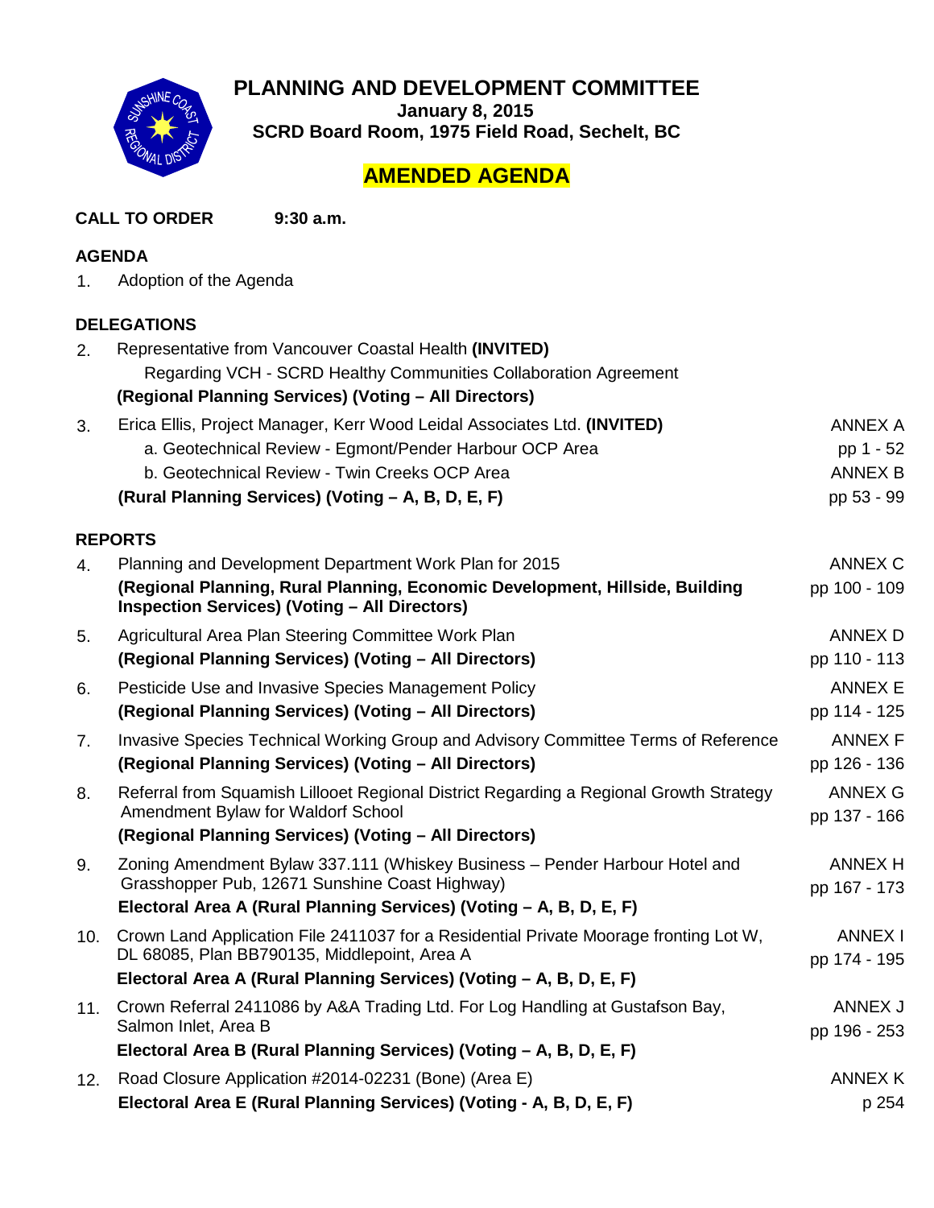# PLANNING AND DEVELOPMENT COMMITTEE

**January 8, 2015**
**SCRD Board Room, 1975 Field Road, Sechelt, BC**

## AMENDED AGENDA

**CALL TO ORDER** **9:30 a.m.**

**AGENDA**

1. Adoption of the Agenda

**DELEGATIONS**

2. Representative from Vancouver Coastal Health **(INVITED)**
   Regarding VCH - SCRD Healthy Communities Collaboration Agreement
   **(Regional Planning Services) (Voting – All Directors)**

3. Erica Ellis, Project Manager, Kerr Wood Leidal Associates Ltd. **(INVITED)**
   a. Geotechnical Review - Egmont/Pender Harbour OCP Area — ANNEX A, pp 1 - 52
   b. Geotechnical Review - Twin Creeks OCP Area — ANNEX B, pp 53 - 99
   **(Rural Planning Services) (Voting – A, B, D, E, F)**

**REPORTS**

4. Planning and Development Department Work Plan for 2015 — ANNEX C, pp 100 - 109
   **(Regional Planning, Rural Planning, Economic Development, Hillside, Building Inspection Services) (Voting – All Directors)**

5. Agricultural Area Plan Steering Committee Work Plan — ANNEX D, pp 110 - 113
   **(Regional Planning Services) (Voting – All Directors)**

6. Pesticide Use and Invasive Species Management Policy — ANNEX E, pp 114 - 125
   **(Regional Planning Services) (Voting – All Directors)**

7. Invasive Species Technical Working Group and Advisory Committee Terms of Reference — ANNEX F, pp 126 - 136
   **(Regional Planning Services) (Voting – All Directors)**

8. Referral from Squamish Lillooet Regional District Regarding a Regional Growth Strategy Amendment Bylaw for Waldorf School — ANNEX G, pp 137 - 166
   **(Regional Planning Services) (Voting – All Directors)**

9. Zoning Amendment Bylaw 337.111 (Whiskey Business – Pender Harbour Hotel and Grasshopper Pub, 12671 Sunshine Coast Highway) — ANNEX H, pp 167 - 173
   **Electoral Area A (Rural Planning Services) (Voting – A, B, D, E, F)**

10. Crown Land Application File 2411037 for a Residential Private Moorage fronting Lot W, DL 68085, Plan BB790135, Middlepoint, Area A — ANNEX I, pp 174 - 195
    **Electoral Area A (Rural Planning Services) (Voting – A, B, D, E, F)**

11. Crown Referral 2411086 by A&A Trading Ltd. For Log Handling at Gustafson Bay, Salmon Inlet, Area B — ANNEX J, pp 196 - 253
    **Electoral Area B (Rural Planning Services) (Voting – A, B, D, E, F)**

12. Road Closure Application #2014-02231 (Bone) (Area E) — ANNEX K, p 254
    **Electoral Area E (Rural Planning Services) (Voting - A, B, D, E, F)**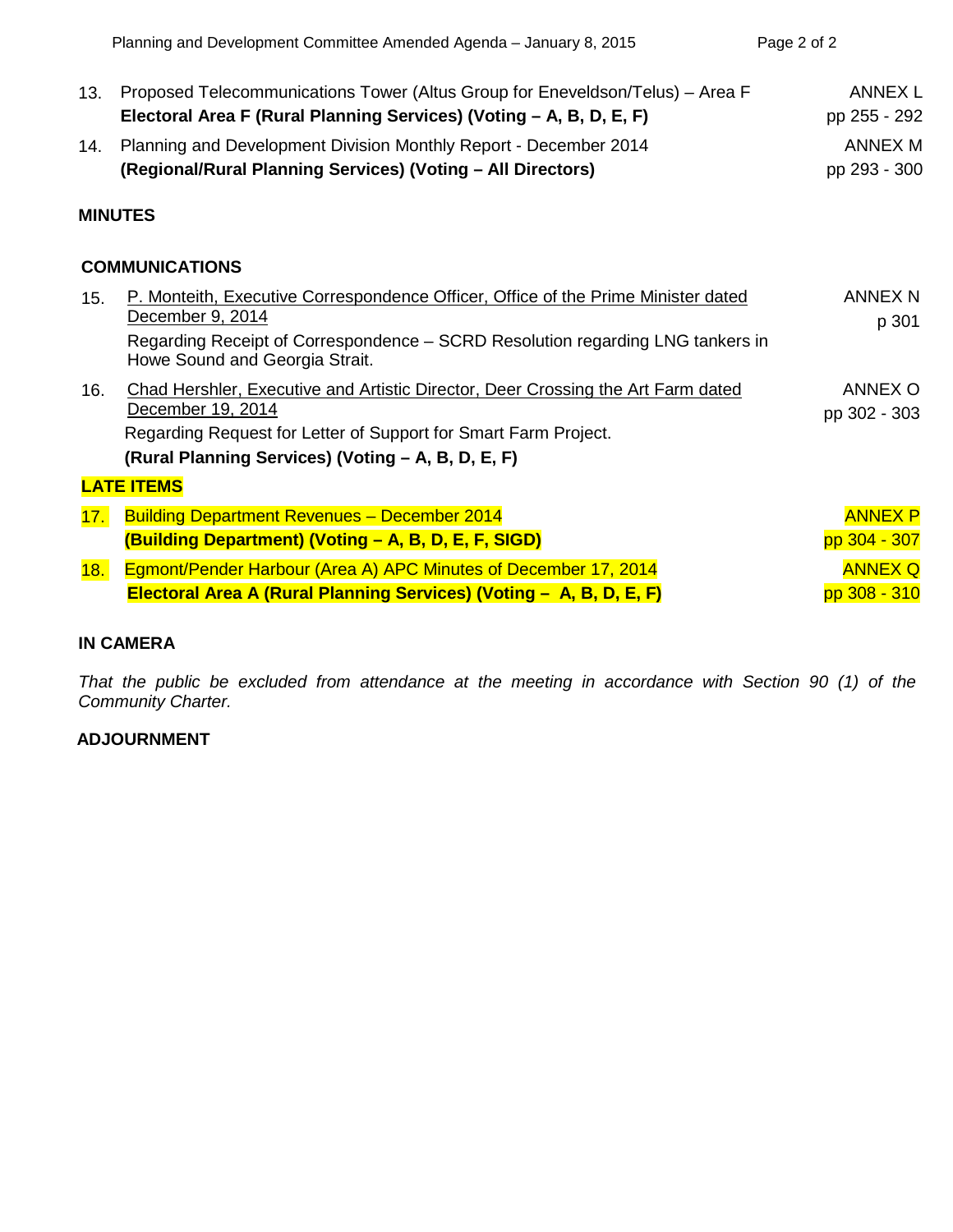13. Proposed Telecommunications Tower (Altus Group for Eneveldson/Telus) – Area F — ANNEX L, pp 255 - 292
    **Electoral Area F (Rural Planning Services) (Voting – A, B, D, E, F)**

14. Planning and Development Division Monthly Report - December 2014 — ANNEX M, pp 293 - 300
    **(Regional/Rural Planning Services) (Voting – All Directors)**

**MINUTES**

**COMMUNICATIONS**

15. P. Monteith, Executive Correspondence Officer, Office of the Prime Minister dated December 9, 2014 — ANNEX N, p 301
    Regarding Receipt of Correspondence – SCRD Resolution regarding LNG tankers in Howe Sound and Georgia Strait.

16. Chad Hershler, Executive and Artistic Director, Deer Crossing the Art Farm dated December 19, 2014 — ANNEX O, pp 302 - 303
    Regarding Request for Letter of Support for Smart Farm Project.
    **(Rural Planning Services) (Voting – A, B, D, E, F)**

**LATE ITEMS**

17. Building Department Revenues – December 2014 — ANNEX P, pp 304 - 307
    **(Building Department) (Voting – A, B, D, E, F, SIGD)**

18. Egmont/Pender Harbour (Area A) APC Minutes of December 17, 2014 — ANNEX Q, pp 308 - 310
    **Electoral Area A (Rural Planning Services) (Voting – A, B, D, E, F)**

**IN CAMERA**

*That the public be excluded from attendance at the meeting in accordance with Section 90 (1) of the Community Charter.*

**ADJOURNMENT**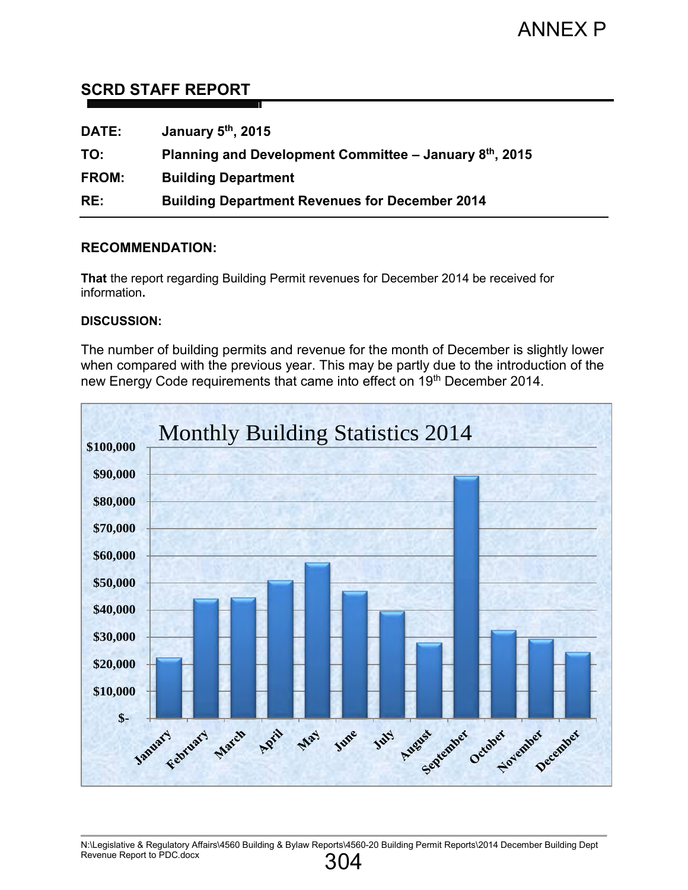ANNEX P

## SCRD STAFF REPORT

**DATE:** January 5th, 2015

**TO:** Planning and Development Committee – January 8th, 2015

**FROM:** Building Department

**RE:** Building Department Revenues for December 2014

### RECOMMENDATION:

**That** the report regarding Building Permit revenues for December 2014 be received for information**.**

### DISCUSSION:

The number of building permits and revenue for the month of December is slightly lower when compared with the previous year. This may be partly due to the introduction of the new Energy Code requirements that came into effect on 19th December 2014.

Monthly Building Statistics 2014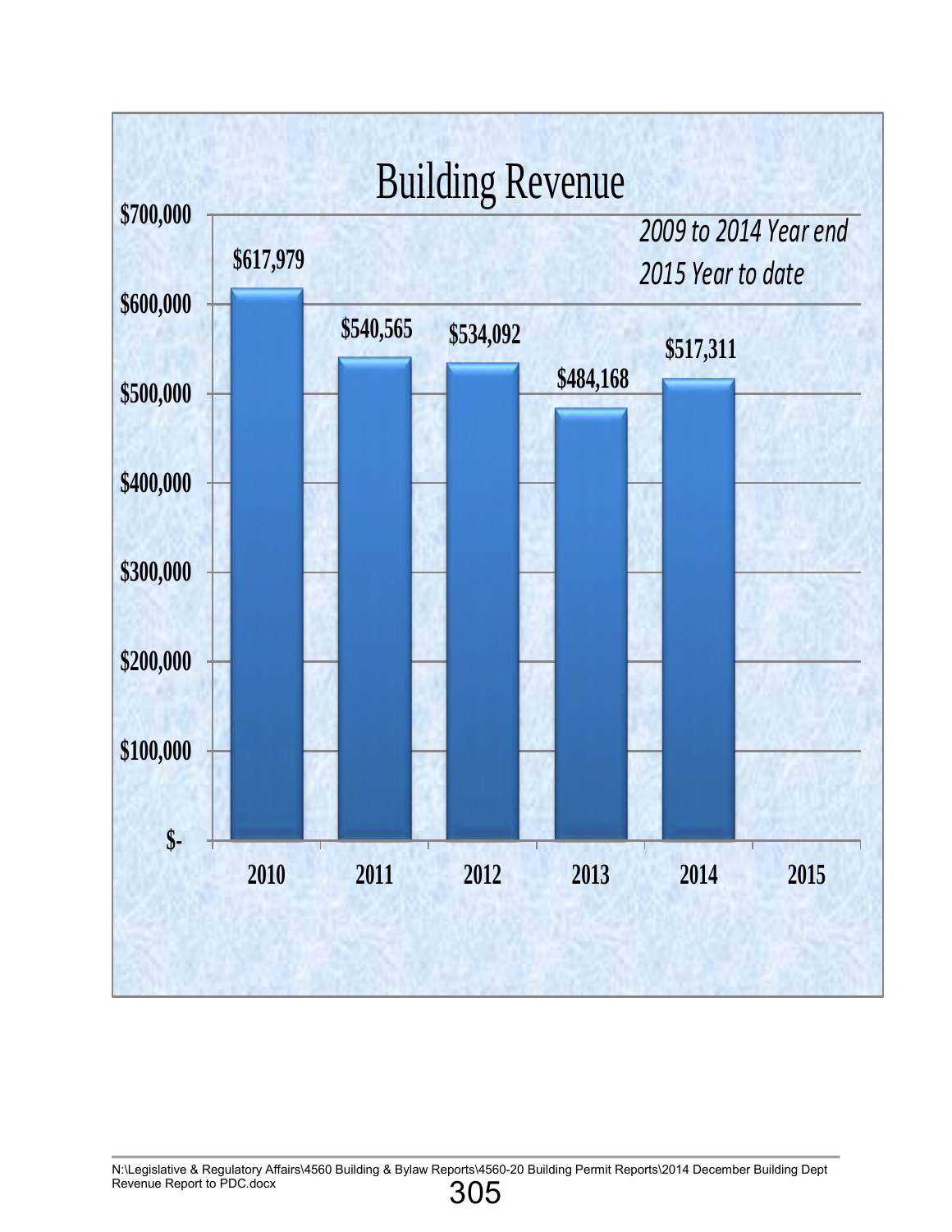# Building Revenue

*2009 to 2014 Year end*

*2015 Year to date*

| Year | Revenue |
|---|---|
| 2010 | $617,979 |
| 2011 | $540,565 |
| 2012 | $534,092 |
| 2013 | $484,168 |
| 2014 | $517,311 |
| 2015 | |

N:\Legislative & Regulatory Affairs\4560 Building & Bylaw Reports\4560-20 Building Permit Reports\2014 December Building Dept Revenue Report to PDC.docx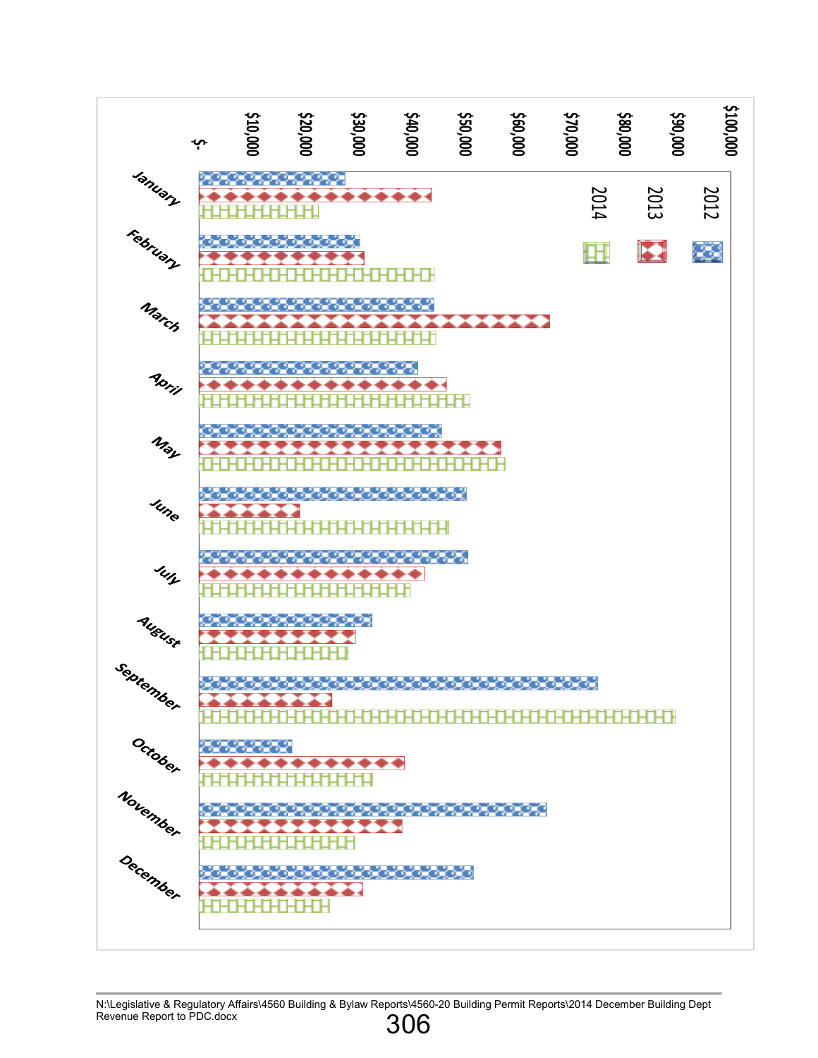$- | $10,000 | $20,000 | $30,000 | $40,000 | $50,000 | $60,000 | $70,000 | $80,000 | $90,000 | $100,000

2012

2013

2014

January

February

March

April

May

June

July

August

September

October

November

December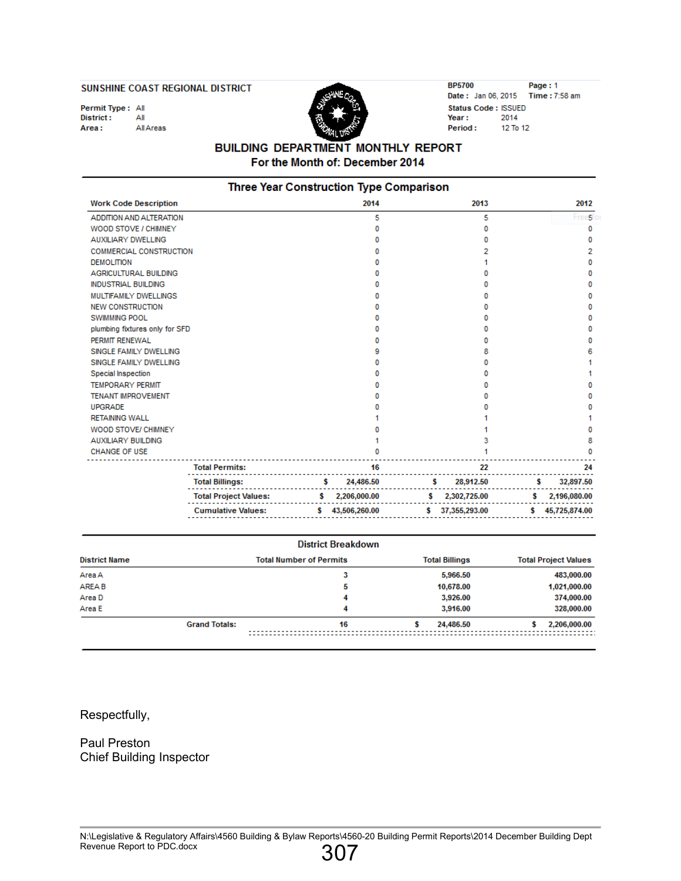SUNSHINE COAST REGIONAL DISTRICT

Permit Type : All
District : All
Area : All Areas

BP5700 Page : 1
Date : Jan 06, 2015 Time : 7:58 am

Status Code : ISSUED
Year : 2014
Period : 12 To 12

## BUILDING DEPARTMENT MONTHLY REPORT

### For the Month of: December 2014

### Three Year Construction Type Comparison

| Work Code Description | 2014 | 2013 | 2012 |
|---|---|---|---|
| ADDITION AND ALTERATION | 5 | 5 | 5 |
| WOOD STOVE / CHIMNEY | 0 | 0 | 0 |
| AUXILIARY DWELLING | 0 | 0 | 0 |
| COMMERCIAL CONSTRUCTION | 0 | 2 | 2 |
| DEMOLITION | 0 | 1 | 0 |
| AGRICULTURAL BUILDING | 0 | 0 | 0 |
| INDUSTRIAL BUILDING | 0 | 0 | 0 |
| MULTIFAMILY DWELLINGS | 0 | 0 | 0 |
| NEW CONSTRUCTION | 0 | 0 | 0 |
| SWIMMING POOL | 0 | 0 | 0 |
| plumbing fixtures only for SFD | 0 | 0 | 0 |
| PERMIT RENEWAL | 0 | 0 | 0 |
| SINGLE FAMILY DWELLING | 9 | 8 | 6 |
| SINGLE FAMILY DWELLING | 0 | 0 | 1 |
| Special Inspection | 0 | 0 | 1 |
| TEMPORARY PERMIT | 0 | 0 | 0 |
| TENANT IMPROVEMENT | 0 | 0 | 0 |
| UPGRADE | 0 | 0 | 0 |
| RETAINING WALL | 1 | 1 | 1 |
| WOOD STOVE/ CHIMNEY | 0 | 1 | 0 |
| AUXILIARY BUILDING | 1 | 3 | 8 |
| CHANGE OF USE | 0 | 1 | 0 |
| **Total Permits:** | **16** | **22** | **24** |
| **Total Billings:** | **$ 24,486.50** | **$ 28,912.50** | **$ 32,897.50** |
| **Total Project Values:** | **$ 2,206,000.00** | **$ 2,302,725.00** | **$ 2,196,080.00** |
| **Cumulative Values:** | **$ 43,506,260.00** | **$ 37,355,293.00** | **$ 45,725,874.00** |

### District Breakdown

| District Name | Total Number of Permits | Total Billings | Total Project Values |
|---|---|---|---|
| Area A | 3 | 5,966.50 | 483,000.00 |
| AREA B | 5 | 10,678.00 | 1,021,000.00 |
| Area D | 4 | 3,926.00 | 374,000.00 |
| Area E | 4 | 3,916.00 | 328,000.00 |
| **Grand Totals:** | **16** | **$ 24,486.50** | **$ 2,206,000.00** |

Respectfully,

Paul Preston
Chief Building Inspector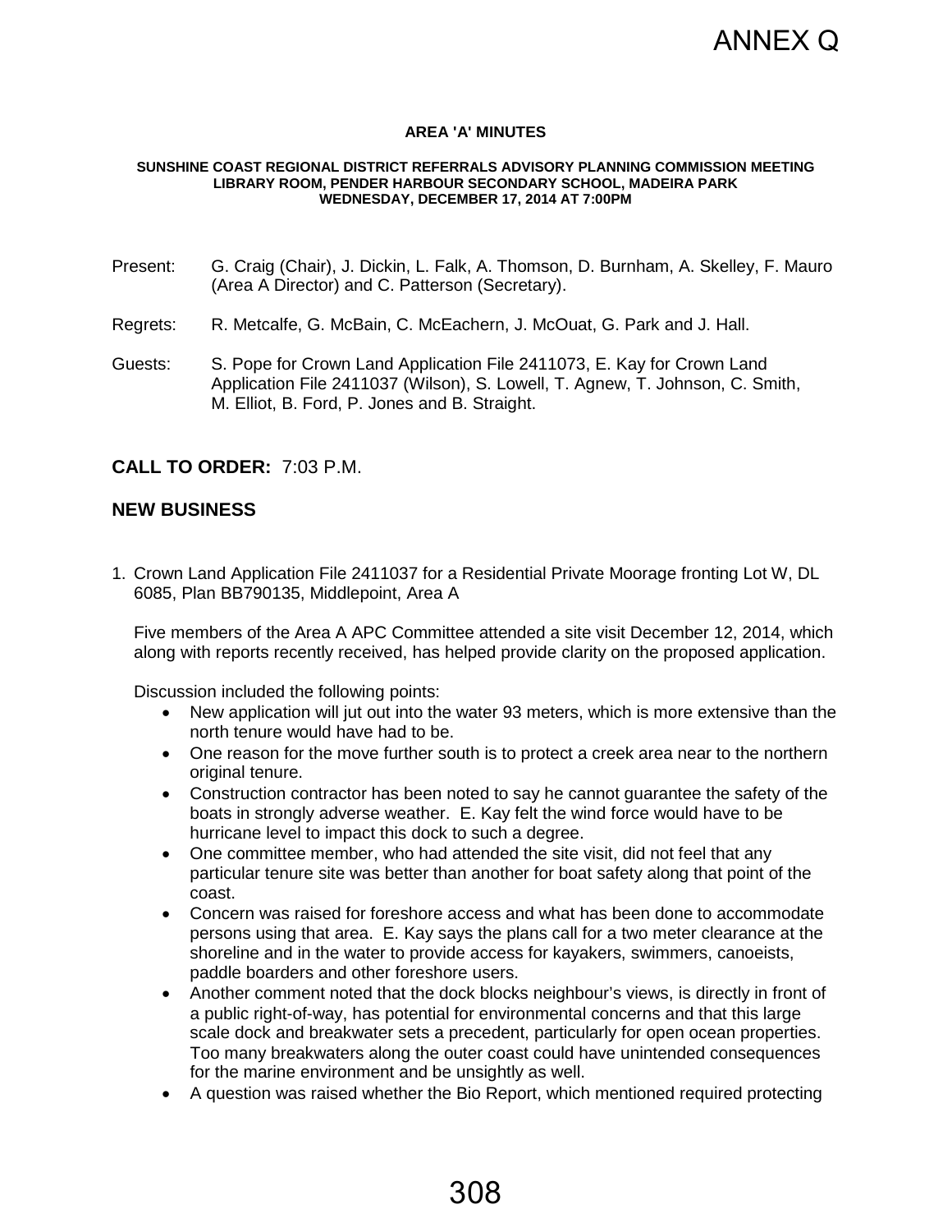# ANNEX Q

**AREA 'A' MINUTES**

**SUNSHINE COAST REGIONAL DISTRICT REFERRALS ADVISORY PLANNING COMMISSION MEETING**
**LIBRARY ROOM, PENDER HARBOUR SECONDARY SCHOOL, MADEIRA PARK**
**WEDNESDAY, DECEMBER 17, 2014 AT 7:00PM**

Present: G. Craig (Chair), J. Dickin, L. Falk, A. Thomson, D. Burnham, A. Skelley, F. Mauro (Area A Director) and C. Patterson (Secretary).

Regrets: R. Metcalfe, G. McBain, C. McEachern, J. McOuat, G. Park and J. Hall.

Guests: S. Pope for Crown Land Application File 2411073, E. Kay for Crown Land Application File 2411037 (Wilson), S. Lowell, T. Agnew, T. Johnson, C. Smith, M. Elliot, B. Ford, P. Jones and B. Straight.

## CALL TO ORDER: 7:03 P.M.

## NEW BUSINESS

1. Crown Land Application File 2411037 for a Residential Private Moorage fronting Lot W, DL 6085, Plan BB790135, Middlepoint, Area A

   Five members of the Area A APC Committee attended a site visit December 12, 2014, which along with reports recently received, has helped provide clarity on the proposed application.

   Discussion included the following points:

   - New application will jut out into the water 93 meters, which is more extensive than the north tenure would have had to be.
   - One reason for the move further south is to protect a creek area near to the northern original tenure.
   - Construction contractor has been noted to say he cannot guarantee the safety of the boats in strongly adverse weather. E. Kay felt the wind force would have to be hurricane level to impact this dock to such a degree.
   - One committee member, who had attended the site visit, did not feel that any particular tenure site was better than another for boat safety along that point of the coast.
   - Concern was raised for foreshore access and what has been done to accommodate persons using that area. E. Kay says the plans call for a two meter clearance at the shoreline and in the water to provide access for kayakers, swimmers, canoeists, paddle boarders and other foreshore users.
   - Another comment noted that the dock blocks neighbour's views, is directly in front of a public right-of-way, has potential for environmental concerns and that this large scale dock and breakwater sets a precedent, particularly for open ocean properties. Too many breakwaters along the outer coast could have unintended consequences for the marine environment and be unsightly as well.
   - A question was raised whether the Bio Report, which mentioned required protecting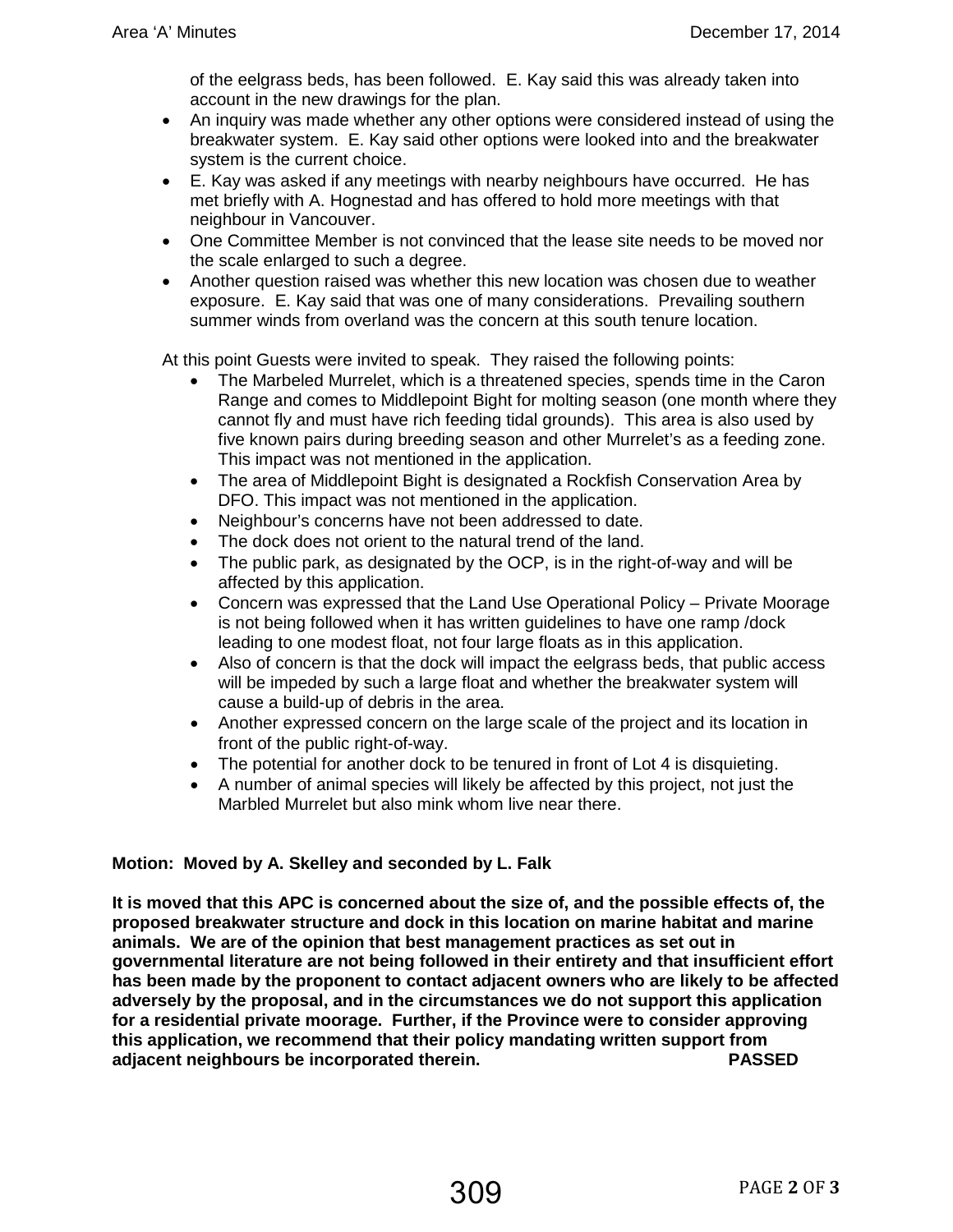of the eelgrass beds, has been followed. E. Kay said this was already taken into account in the new drawings for the plan.

- An inquiry was made whether any other options were considered instead of using the breakwater system. E. Kay said other options were looked into and the breakwater system is the current choice.
- E. Kay was asked if any meetings with nearby neighbours have occurred. He has met briefly with A. Hognestad and has offered to hold more meetings with that neighbour in Vancouver.
- One Committee Member is not convinced that the lease site needs to be moved nor the scale enlarged to such a degree.
- Another question raised was whether this new location was chosen due to weather exposure. E. Kay said that was one of many considerations. Prevailing southern summer winds from overland was the concern at this south tenure location.

At this point Guests were invited to speak. They raised the following points:

- The Marbeled Murrelet, which is a threatened species, spends time in the Caron Range and comes to Middlepoint Bight for molting season (one month where they cannot fly and must have rich feeding tidal grounds). This area is also used by five known pairs during breeding season and other Murrelet's as a feeding zone. This impact was not mentioned in the application.
- The area of Middlepoint Bight is designated a Rockfish Conservation Area by DFO. This impact was not mentioned in the application.
- Neighbour's concerns have not been addressed to date.
- The dock does not orient to the natural trend of the land.
- The public park, as designated by the OCP, is in the right-of-way and will be affected by this application.
- Concern was expressed that the Land Use Operational Policy – Private Moorage is not being followed when it has written guidelines to have one ramp /dock leading to one modest float, not four large floats as in this application.
- Also of concern is that the dock will impact the eelgrass beds, that public access will be impeded by such a large float and whether the breakwater system will cause a build-up of debris in the area.
- Another expressed concern on the large scale of the project and its location in front of the public right-of-way.
- The potential for another dock to be tenured in front of Lot 4 is disquieting.
- A number of animal species will likely be affected by this project, not just the Marbled Murrelet but also mink whom live near there.

**Motion: Moved by A. Skelley and seconded by L. Falk**

**It is moved that this APC is concerned about the size of, and the possible effects of, the proposed breakwater structure and dock in this location on marine habitat and marine animals. We are of the opinion that best management practices as set out in governmental literature are not being followed in their entirety and that insufficient effort has been made by the proponent to contact adjacent owners who are likely to be affected adversely by the proposal, and in the circumstances we do not support this application for a residential private moorage. Further, if the Province were to consider approving this application, we recommend that their policy mandating written support from adjacent neighbours be incorporated therein. PASSED**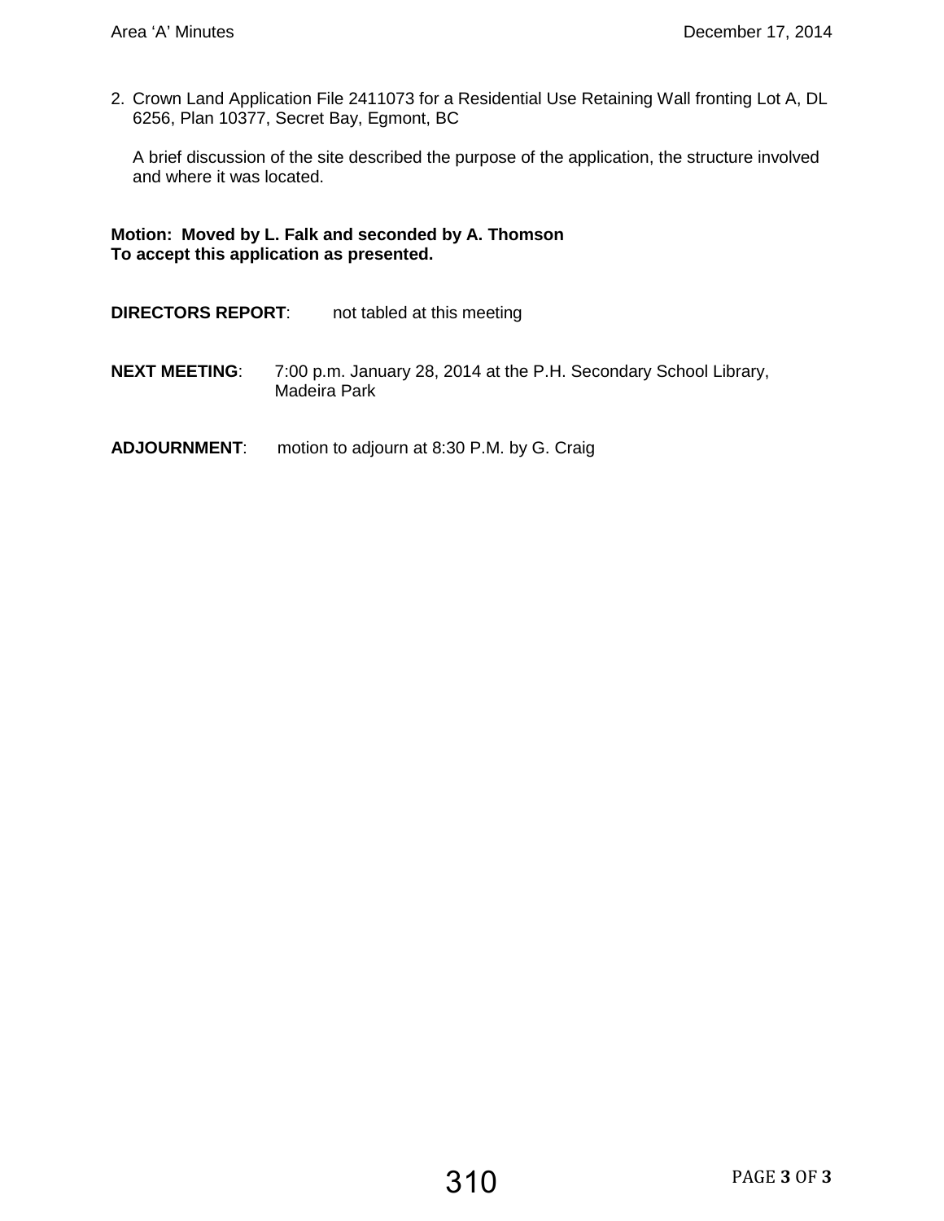2. Crown Land Application File 2411073 for a Residential Use Retaining Wall fronting Lot A, DL 6256, Plan 10377, Secret Bay, Egmont, BC

   A brief discussion of the site described the purpose of the application, the structure involved and where it was located.

**Motion: Moved by L. Falk and seconded by A. Thomson**
**To accept this application as presented.**

**DIRECTORS REPORT**: not tabled at this meeting

**NEXT MEETING**: 7:00 p.m. January 28, 2014 at the P.H. Secondary School Library, Madeira Park

**ADJOURNMENT**: motion to adjourn at 8:30 P.M. by G. Craig